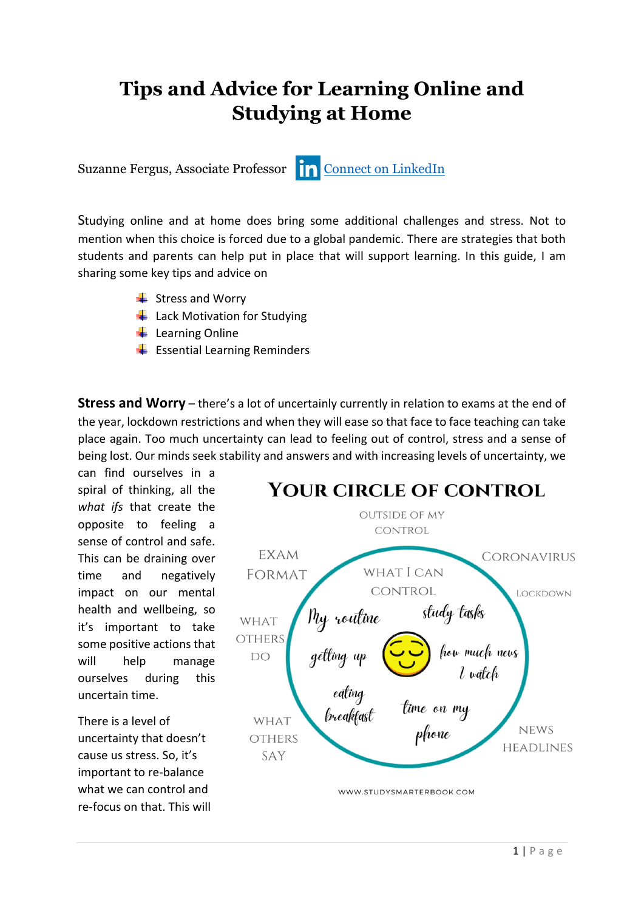# Tips and Advice for Learning Online and Studying at Home

Suzanne Fergus, Associate Professor [Connect on LinkedIn]

Studying online and at home does bring some additional challenges and stress. Not to mention when this choice is forced due to a global pandemic. There are strategies that both students and parents can help put in place that will support learning. In this guide, I am sharing some key tips and advice on

- Stress and Worry
- Lack Motivation for Studying
- Learning Online
- Essential Learning Reminders

**Stress and Worry** – there's a lot of uncertainly currently in relation to exams at the end of the year, lockdown restrictions and when they will ease so that face to face teaching can take place again. Too much uncertainty can lead to feeling out of control, stress and a sense of being lost. Our minds seek stability and answers and with increasing levels of uncertainty, we can find ourselves in a spiral of thinking, all the *what ifs* that create the opposite to feeling a sense of control and safe. This can be draining over time and negatively impact on our mental health and wellbeing, so it's important to take some positive actions that will help manage ourselves during this uncertain time.

YOUR CIRCLE OF CONTROL

OUTSIDE OF MY CONTROL: Exam format; Coronavirus; Lockdown; What others do; What others say; News headlines

WHAT I CAN CONTROL: My routine; study tasks; getting up; how much news I watch; eating breakfast; time on my phone

WWW.STUDYSMARTERBOOK.COM

There is a level of uncertainty that doesn't cause us stress. So, it's important to re-balance what we can control and re-focus on that. This will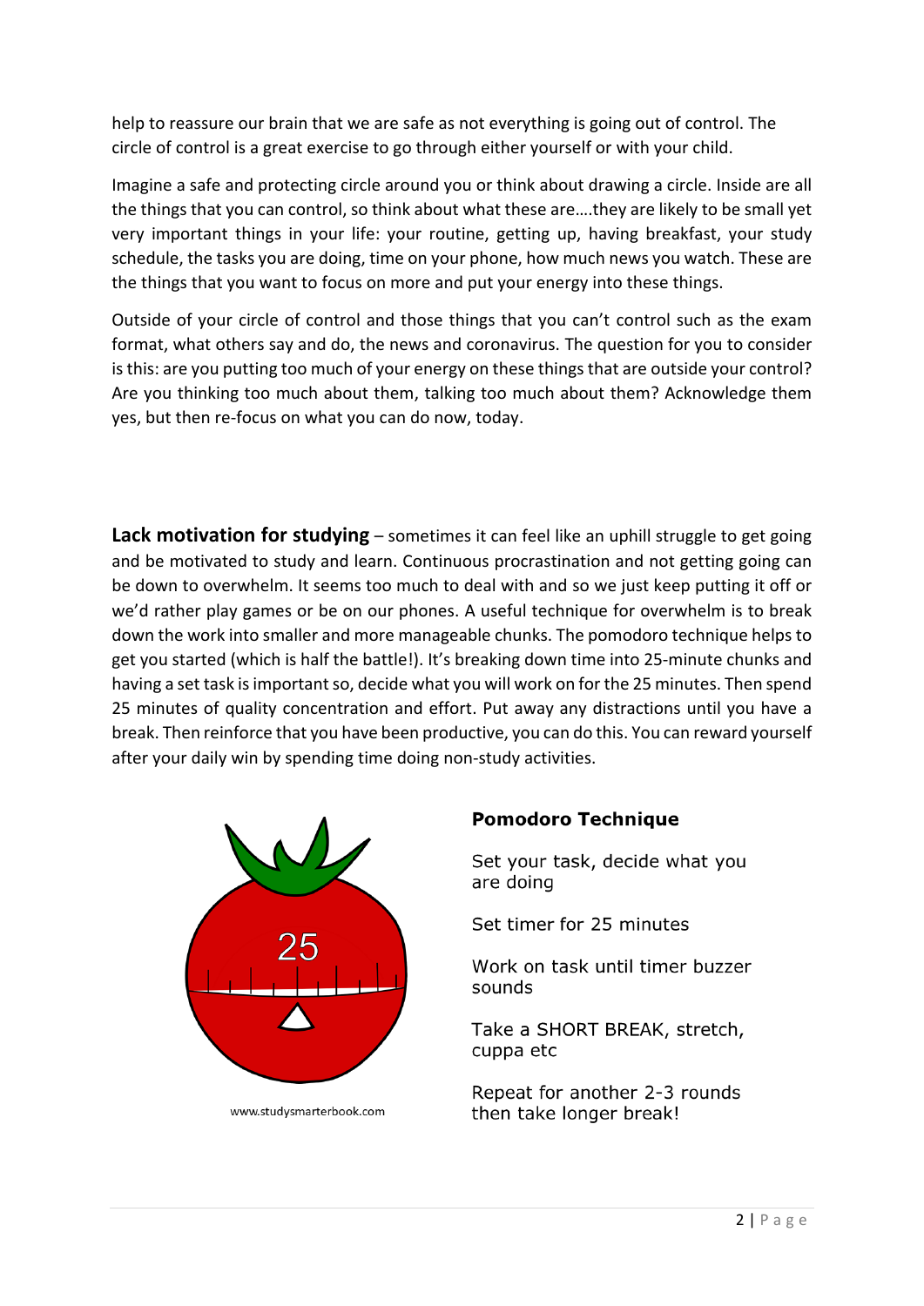help to reassure our brain that we are safe as not everything is going out of control. The circle of control is a great exercise to go through either yourself or with your child.

Imagine a safe and protecting circle around you or think about drawing a circle. Inside are all the things that you can control, so think about what these are….they are likely to be small yet very important things in your life: your routine, getting up, having breakfast, your study schedule, the tasks you are doing, time on your phone, how much news you watch. These are the things that you want to focus on more and put your energy into these things.

Outside of your circle of control and those things that you can't control such as the exam format, what others say and do, the news and coronavirus. The question for you to consider is this: are you putting too much of your energy on these things that are outside your control? Are you thinking too much about them, talking too much about them? Acknowledge them yes, but then re-focus on what you can do now, today.

**Lack motivation for studying** – sometimes it can feel like an uphill struggle to get going and be motivated to study and learn. Continuous procrastination and not getting going can be down to overwhelm. It seems too much to deal with and so we just keep putting it off or we'd rather play games or be on our phones. A useful technique for overwhelm is to break down the work into smaller and more manageable chunks. The pomodoro technique helps to get you started (which is half the battle!). It's breaking down time into 25-minute chunks and having a set task is important so, decide what you will work on for the 25 minutes. Then spend 25 minutes of quality concentration and effort. Put away any distractions until you have a break. Then reinforce that you have been productive, you can do this. You can reward yourself after your daily win by spending time doing non-study activities.

25

www.studysmarterbook.com

**Pomodoro Technique**

Set your task, decide what you are doing

Set timer for 25 minutes

Work on task until timer buzzer sounds

Take a SHORT BREAK, stretch, cuppa etc

Repeat for another 2-3 rounds then take longer break!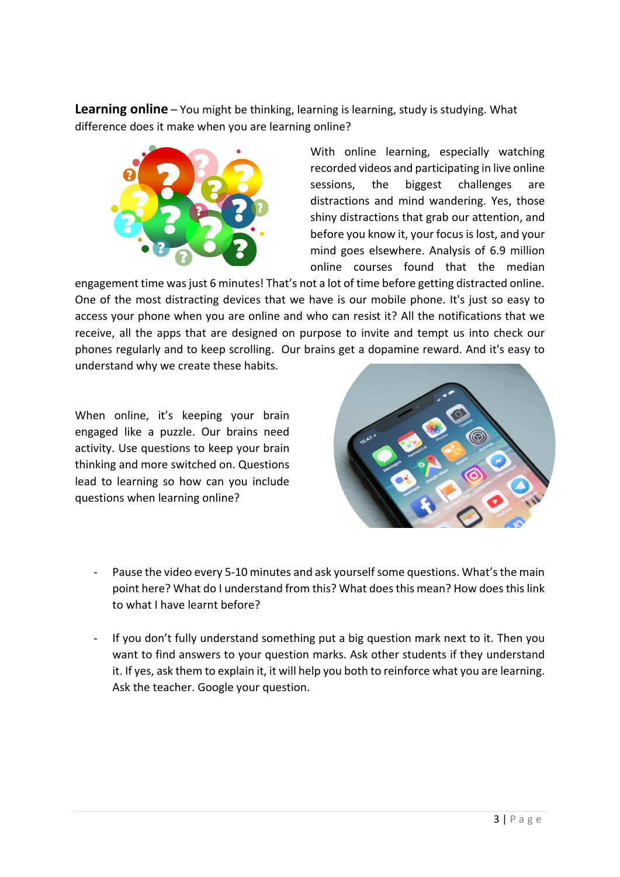**Learning online** – You might be thinking, learning is learning, study is studying. What difference does it make when you are learning online?

With online learning, especially watching recorded videos and participating in live online sessions, the biggest challenges are distractions and mind wandering. Yes, those shiny distractions that grab our attention, and before you know it, your focus is lost, and your mind goes elsewhere. Analysis of 6.9 million online courses found that the median engagement time was just 6 minutes! That's not a lot of time before getting distracted online. One of the most distracting devices that we have is our mobile phone. It's just so easy to access your phone when you are online and who can resist it? All the notifications that we receive, all the apps that are designed on purpose to invite and tempt us into check our phones regularly and to keep scrolling. Our brains get a dopamine reward. And it's easy to understand why we create these habits.

When online, it's keeping your brain engaged like a puzzle. Our brains need activity. Use questions to keep your brain thinking and more switched on. Questions lead to learning so how can you include questions when learning online?

- Pause the video every 5-10 minutes and ask yourself some questions. What's the main point here? What do I understand from this? What does this mean? How does this link to what I have learnt before?

- If you don't fully understand something put a big question mark next to it. Then you want to find answers to your question marks. Ask other students if they understand it. If yes, ask them to explain it, it will help you both to reinforce what you are learning. Ask the teacher. Google your question.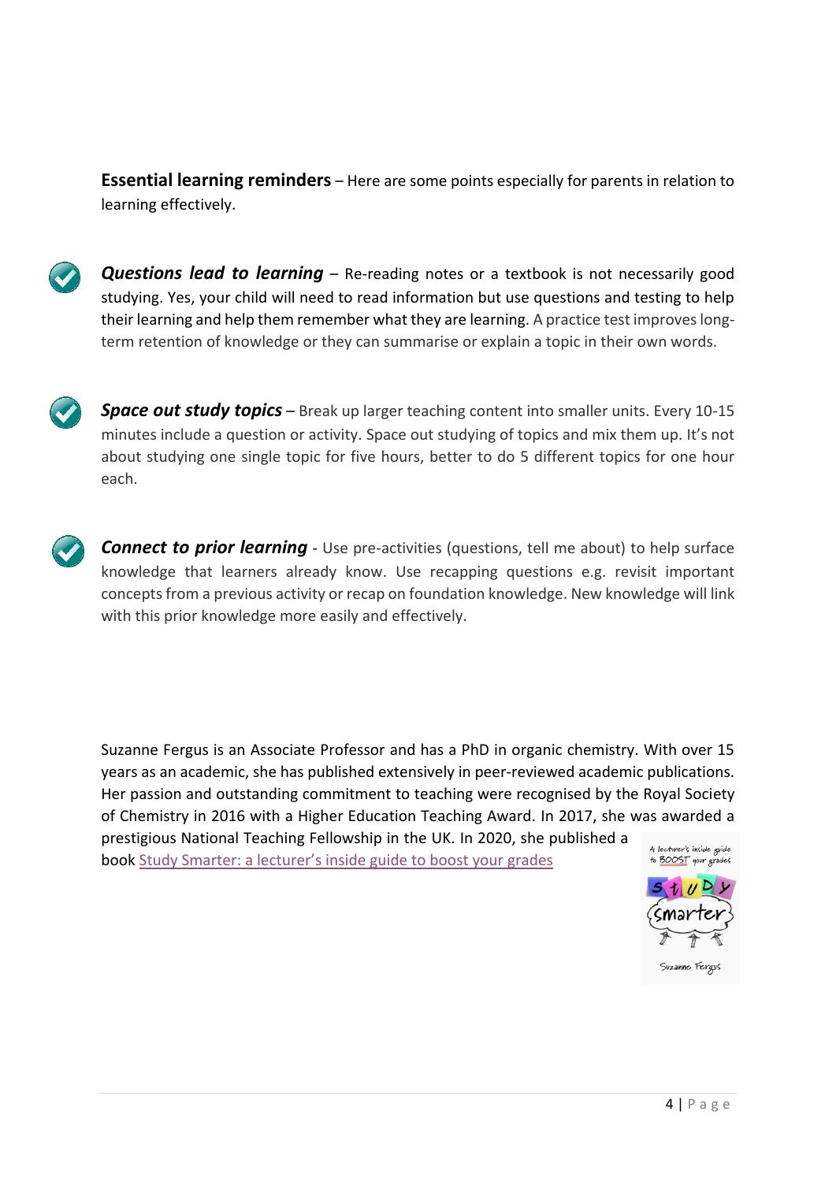**Essential learning reminders** – Here are some points especially for parents in relation to learning effectively.

- ***Questions lead to learning*** – Re-reading notes or a textbook is not necessarily good studying. Yes, your child will need to read information but use questions and testing to help their learning and help them remember what they are learning. A practice test improves long-term retention of knowledge or they can summarise or explain a topic in their own words.

- ***Space out study topics*** – Break up larger teaching content into smaller units. Every 10-15 minutes include a question or activity. Space out studying of topics and mix them up. It's not about studying one single topic for five hours, better to do 5 different topics for one hour each.

- ***Connect to prior learning*** - Use pre-activities (questions, tell me about) to help surface knowledge that learners already know. Use recapping questions e.g. revisit important concepts from a previous activity or recap on foundation knowledge. New knowledge will link with this prior knowledge more easily and effectively.

Suzanne Fergus is an Associate Professor and has a PhD in organic chemistry. With over 15 years as an academic, she has published extensively in peer-reviewed academic publications. Her passion and outstanding commitment to teaching were recognised by the Royal Society of Chemistry in 2016 with a Higher Education Teaching Award. In 2017, she was awarded a prestigious National Teaching Fellowship in the UK. In 2020, she published a book Study Smarter: a lecturer's inside guide to boost your grades